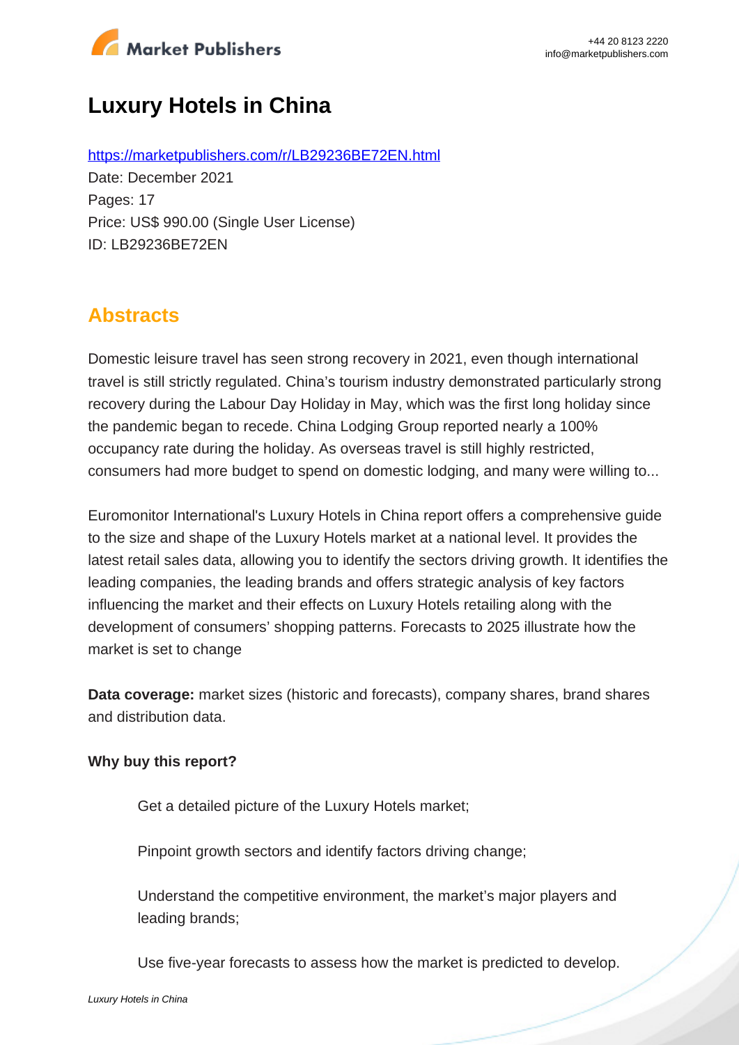# Luxury Hotels in China

https://marketpublishers.com/r/LB29236BE72EN.html

Date: December 2021

Pages: 17

Price: US$ 990.00 (Single User License)

ID: LB29236BE72EN

## Abstracts

Domestic leisure travel has seen strong recovery in 2021, even though international travel is still strictly regulated. China's tourism industry demonstrated particularly strong recovery during the Labour Day Holiday in May, which was the first long holiday since the pandemic began to recede. China Lodging Group reported nearly a 100% occupancy rate during the holiday. As overseas travel is still highly restricted, consumers had more budget to spend on domestic lodging, and many were willing to...

Euromonitor International's Luxury Hotels in China report offers a comprehensive guide to the size and shape of the Luxury Hotels market at a national level. It provides the latest retail sales data, allowing you to identify the sectors driving growth. It identifies the leading companies, the leading brands and offers strategic analysis of key factors influencing the market and their effects on Luxury Hotels retailing along with the development of consumers' shopping patterns. Forecasts to 2025 illustrate how the market is set to change

**Data coverage:** market sizes (historic and forecasts), company shares, brand shares and distribution data.

**Why buy this report?**

- Get a detailed picture of the Luxury Hotels market;
- Pinpoint growth sectors and identify factors driving change;
- Understand the competitive environment, the market's major players and leading brands;
- Use five-year forecasts to assess how the market is predicted to develop.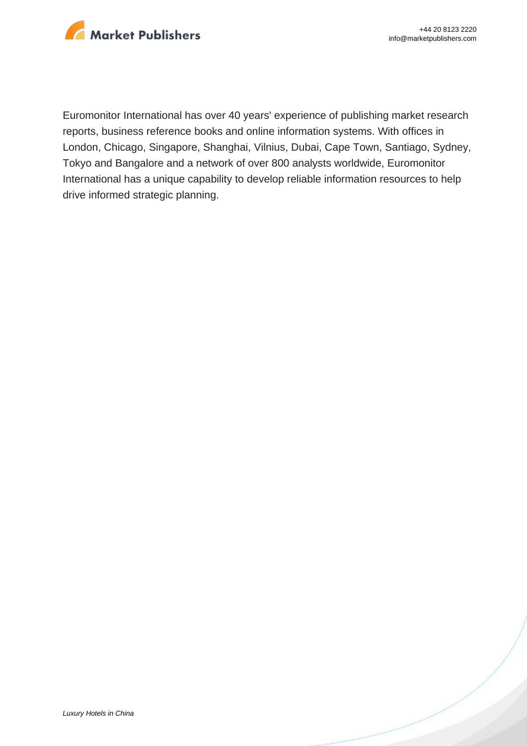Euromonitor International has over 40 years' experience of publishing market research reports, business reference books and online information systems. With offices in London, Chicago, Singapore, Shanghai, Vilnius, Dubai, Cape Town, Santiago, Sydney, Tokyo and Bangalore and a network of over 800 analysts worldwide, Euromonitor International has a unique capability to develop reliable information resources to help drive informed strategic planning.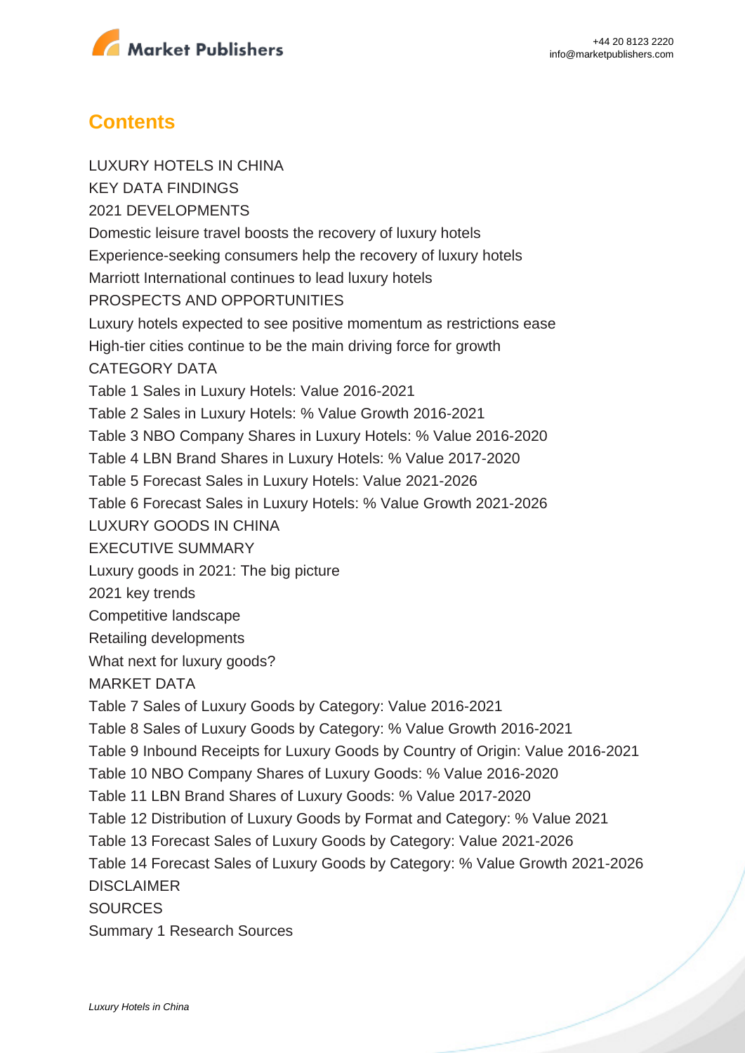## Contents

LUXURY HOTELS IN CHINA

KEY DATA FINDINGS

2021 DEVELOPMENTS

Domestic leisure travel boosts the recovery of luxury hotels

Experience-seeking consumers help the recovery of luxury hotels

Marriott International continues to lead luxury hotels

PROSPECTS AND OPPORTUNITIES

Luxury hotels expected to see positive momentum as restrictions ease

High-tier cities continue to be the main driving force for growth

CATEGORY DATA

Table 1 Sales in Luxury Hotels: Value 2016-2021

Table 2 Sales in Luxury Hotels: % Value Growth 2016-2021

Table 3 NBO Company Shares in Luxury Hotels: % Value 2016-2020

Table 4 LBN Brand Shares in Luxury Hotels: % Value 2017-2020

Table 5 Forecast Sales in Luxury Hotels: Value 2021-2026

Table 6 Forecast Sales in Luxury Hotels: % Value Growth 2021-2026

LUXURY GOODS IN CHINA

EXECUTIVE SUMMARY

Luxury goods in 2021: The big picture

2021 key trends

Competitive landscape

Retailing developments

What next for luxury goods?

MARKET DATA

Table 7 Sales of Luxury Goods by Category: Value 2016-2021

Table 8 Sales of Luxury Goods by Category: % Value Growth 2016-2021

Table 9 Inbound Receipts for Luxury Goods by Country of Origin: Value 2016-2021

Table 10 NBO Company Shares of Luxury Goods: % Value 2016-2020

Table 11 LBN Brand Shares of Luxury Goods: % Value 2017-2020

Table 12 Distribution of Luxury Goods by Format and Category: % Value 2021

Table 13 Forecast Sales of Luxury Goods by Category: Value 2021-2026

Table 14 Forecast Sales of Luxury Goods by Category: % Value Growth 2021-2026

DISCLAIMER

SOURCES

Summary 1 Research Sources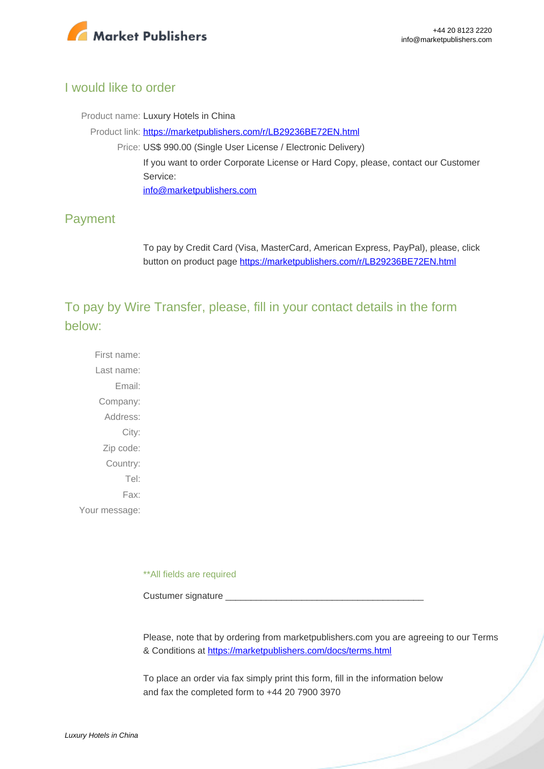## I would like to order

Product name: Luxury Hotels in China

Product link: https://marketpublishers.com/r/LB29236BE72EN.html

Price: US$ 990.00 (Single User License / Electronic Delivery)

If you want to order Corporate License or Hard Copy, please, contact our Customer Service:

info@marketpublishers.com

## Payment

To pay by Credit Card (Visa, MasterCard, American Express, PayPal), please, click button on product page https://marketpublishers.com/r/LB29236BE72EN.html

## To pay by Wire Transfer, please, fill in your contact details in the form below:

First name:

Last name:

Email:

Company:

Address:

City:

Zip code:

Country:

Tel:

Fax:

Your message:

**All fields are required

Custumer signature _______________________________________

Please, note that by ordering from marketpublishers.com you are agreeing to our Terms & Conditions at https://marketpublishers.com/docs/terms.html

To place an order via fax simply print this form, fill in the information below and fax the completed form to +44 20 7900 3970